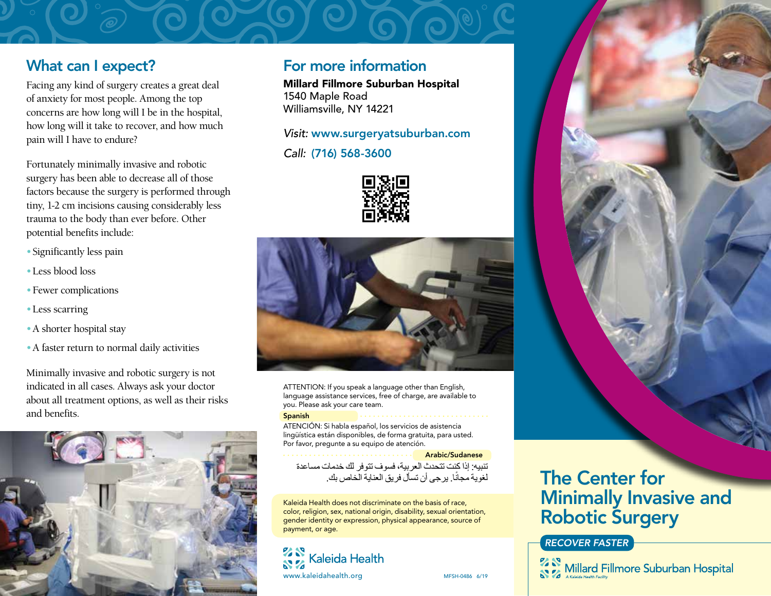## What can I expect?

Facing any kind of surgery creates a great deal of anxiety for most people. Among the top concerns are how long will I be in the hospital, how long will it take to recover, and how much pain will I have to endure?

Fortunately minimally invasive and robotic surgery has been able to decrease all of those factors because the surgery is performed through tiny, 1-2 cm incisions causing considerably less trauma to the body than ever before. Other potential benefits include:

- Significantly less pain
- Less blood loss
- Fewer complications
- Less scarring
- A shorter hospital stay
- A faster return to normal daily activities

Minimally invasive and robotic surgery is not indicated in all cases. Always ask your doctor about all treatment options, as well as their risks and benefits.

## For more information

**Millard Fillmore Suburban Hospital**
1540 Maple Road
Williamsville, NY 14221

*Visit:* www.surgeryatsuburban.com

*Call:* (716) 568-3600

ATTENTION: If you speak a language other than English, language assistance services, free of charge, are available to you. Please ask your care team.

**Spanish**

ATENCIÓN: Si habla español, los servicios de asistencia lingüística están disponibles, de forma gratuita, para usted. Por favor, pregunte a su equipo de atención.

**Arabic/Sudanese**

تنبيه: إذا كنت تتحدث العربية، فسوف تتوفر لك خدمات مساعدة لغوية مجانًا. يرجى أن تسأل فريق العناية الخاص بك.

Kaleida Health does not discriminate on the basis of race, color, religion, sex, national origin, disability, sexual orientation, gender identity or expression, physical appearance, source of payment, or age.

Kaleida Health
www.kaleidahealth.org

MFSH-0486 6/19

# The Center for Minimally Invasive and Robotic Surgery

*RECOVER FASTER*

Millard Fillmore Suburban Hospital
A Kaleida Health Facility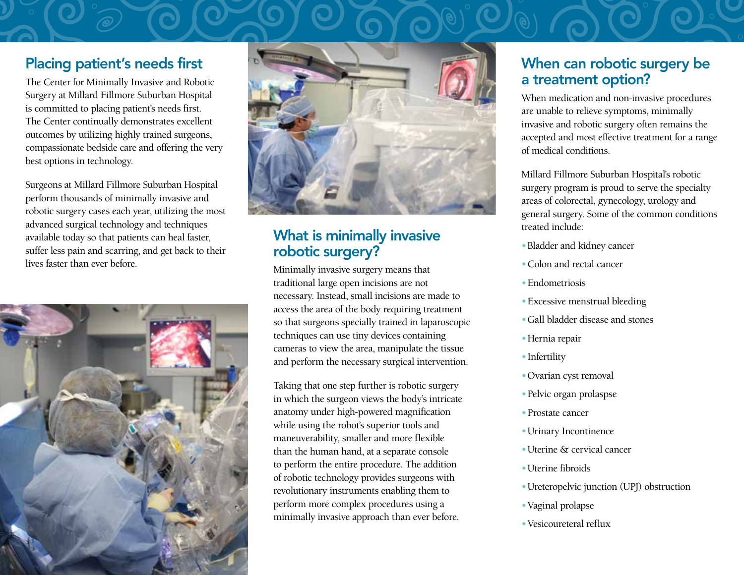## Placing patient's needs first

The Center for Minimally Invasive and Robotic Surgery at Millard Fillmore Suburban Hospital is committed to placing patient's needs first. The Center continually demonstrates excellent outcomes by utilizing highly trained surgeons, compassionate bedside care and offering the very best options in technology.

Surgeons at Millard Fillmore Suburban Hospital perform thousands of minimally invasive and robotic surgery cases each year, utilizing the most advanced surgical technology and techniques available today so that patients can heal faster, suffer less pain and scarring, and get back to their lives faster than ever before.

## What is minimally invasive robotic surgery?

Minimally invasive surgery means that traditional large open incisions are not necessary. Instead, small incisions are made to access the area of the body requiring treatment so that surgeons specially trained in laparoscopic techniques can use tiny devices containing cameras to view the area, manipulate the tissue and perform the necessary surgical intervention.

Taking that one step further is robotic surgery in which the surgeon views the body's intricate anatomy under high-powered magnification while using the robot's superior tools and maneuverability, smaller and more flexible than the human hand, at a separate console to perform the entire procedure. The addition of robotic technology provides surgeons with revolutionary instruments enabling them to perform more complex procedures using a minimally invasive approach than ever before.

## When can robotic surgery be a treatment option?

When medication and non-invasive procedures are unable to relieve symptoms, minimally invasive and robotic surgery often remains the accepted and most effective treatment for a range of medical conditions.

Millard Fillmore Suburban Hospital's robotic surgery program is proud to serve the specialty areas of colorectal, gynecology, urology and general surgery. Some of the common conditions treated include:

- Bladder and kidney cancer
- Colon and rectal cancer
- Endometriosis
- Excessive menstrual bleeding
- Gall bladder disease and stones
- Hernia repair
- Infertility
- Ovarian cyst removal
- Pelvic organ prolaspse
- Prostate cancer
- Urinary Incontinence
- Uterine & cervical cancer
- Uterine fibroids
- Ureteropelvic junction (UPJ) obstruction
- Vaginal prolapse
- Vesicoureteral reflux